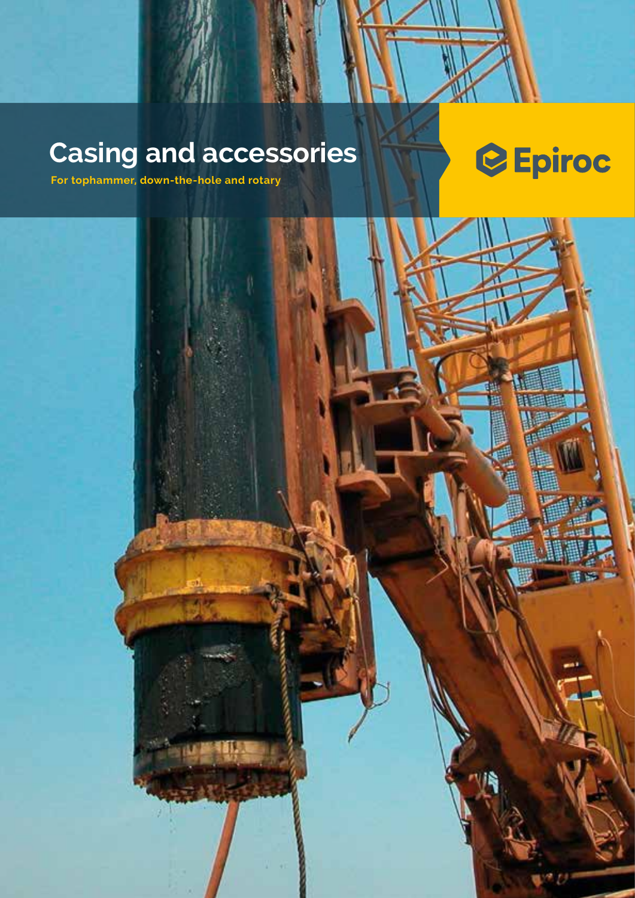# Casing and accessories

**For tophammer, down-the-hole and rotary**

Epiroc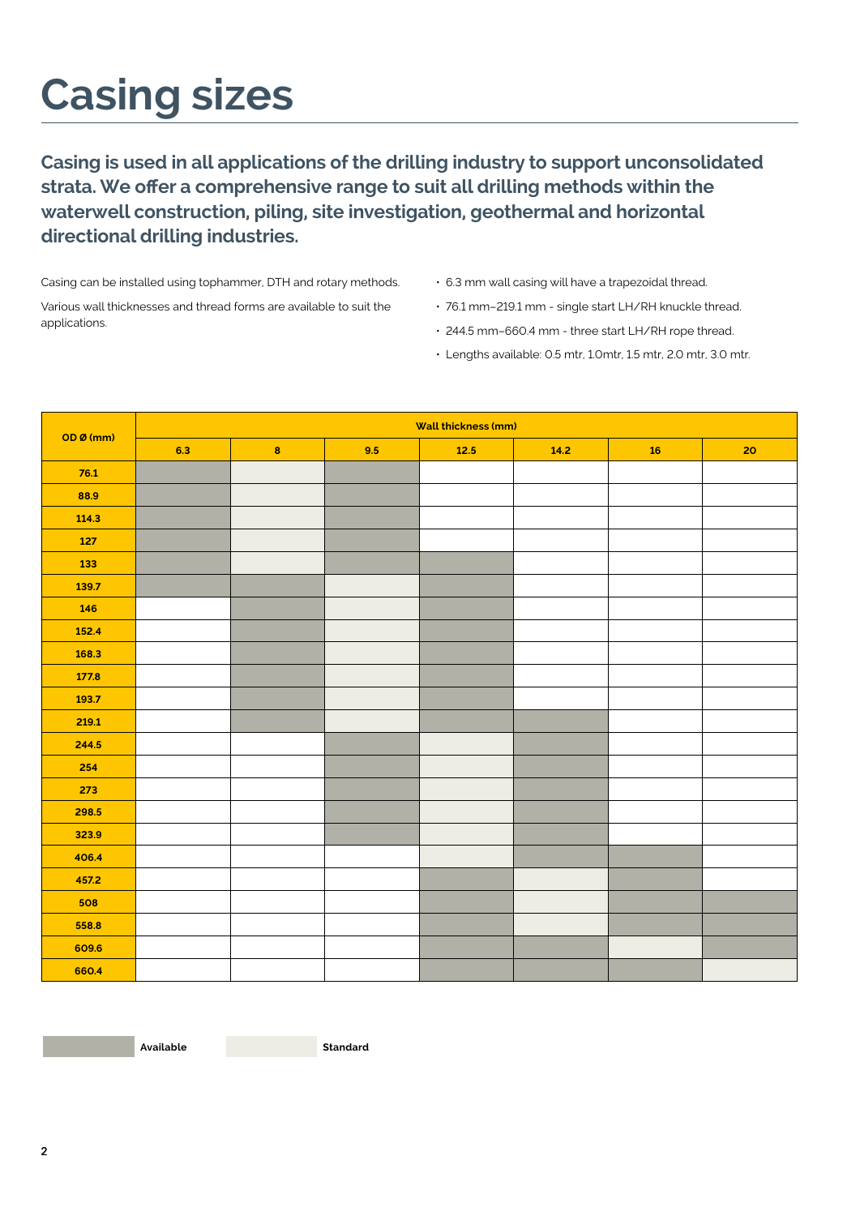# Casing sizes

**Casing is used in all applications of the drilling industry to support unconsolidated strata. We offer a comprehensive range to suit all drilling methods within the waterwell construction, piling, site investigation, geothermal and horizontal directional drilling industries.**

Casing can be installed using tophammer, DTH and rotary methods.

Various wall thicknesses and thread forms are available to suit the applications.

- 6.3 mm wall casing will have a trapezoidal thread.
- 76.1 mm–219.1 mm - single start LH/RH knuckle thread.
- 244.5 mm–660.4 mm - three start LH/RH rope thread.
- Lengths available: 0.5 mtr, 1.0mtr, 1.5 mtr, 2.0 mtr, 3.0 mtr.

| OD Ø (mm) | Wall thickness (mm) | | | | | | |
|---|---|---|---|---|---|---|---|
| | 6.3 | 8 | 9.5 | 12.5 | 14.2 | 16 | 20 |
| 76.1 | Available | Standard | Available | | | | |
| 88.9 | Available | Standard | Available | | | | |
| 114.3 | Available | Standard | Available | | | | |
| 127 | Available | Standard | Available | | | | |
| 133 | Available | Standard | Available | Available | | | |
| 139.7 | Available | Available | Standard | Available | | | |
| 146 | | Available | Standard | Available | | | |
| 152.4 | | Available | Standard | Available | | | |
| 168.3 | | Available | Standard | Available | | | |
| 177.8 | | Available | Standard | Available | | | |
| 193.7 | | Available | Standard | Available | | | |
| 219.1 | | Available | Standard | Available | Available | | |
| 244.5 | | | Available | Standard | Available | | |
| 254 | | | Available | Standard | Available | | |
| 273 | | | Available | Standard | Available | | |
| 298.5 | | | Available | Standard | Available | | |
| 323.9 | | | Available | Standard | Available | | |
| 406.4 | | | | Standard | Available | Available | |
| 457.2 | | | | Available | Standard | Available | |
| 508 | | | | Available | Standard | Available | Available |
| 558.8 | | | | Available | Standard | Available | Available |
| 609.6 | | | | Available | Available | Standard | Available |
| 660.4 | | | | Available | Available | Available | Standard |

Available | Standard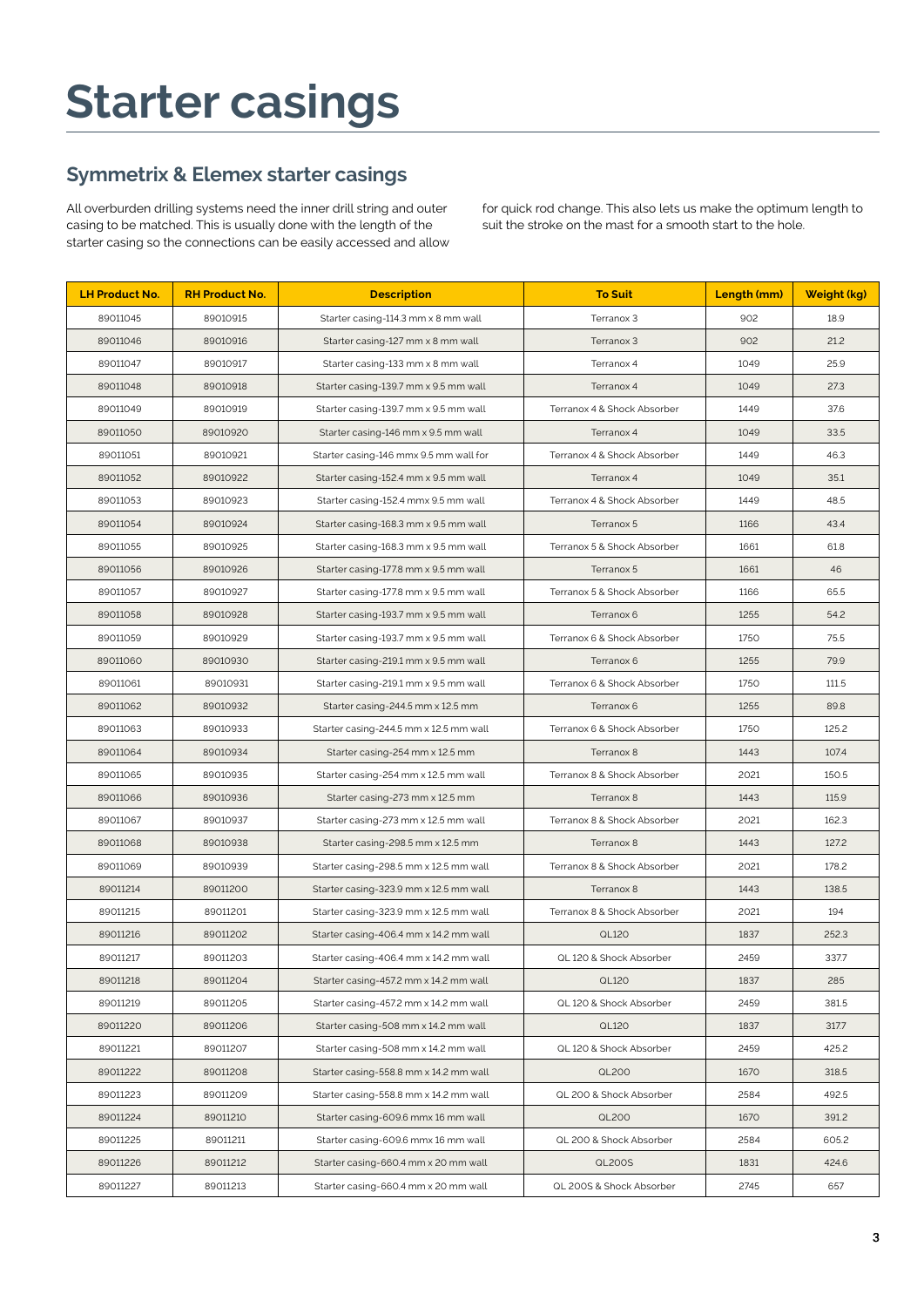# Starter casings

## Symmetrix & Elemex starter casings

All overburden drilling systems need the inner drill string and outer casing to be matched. This is usually done with the length of the starter casing so the connections can be easily accessed and allow for quick rod change. This also lets us make the optimum length to suit the stroke on the mast for a smooth start to the hole.

| LH Product No. | RH Product No. | Description | To Suit | Length (mm) | Weight (kg) |
|---|---|---|---|---|---|
| 89011045 | 89010915 | Starter casing-114.3 mm x 8 mm wall | Terranox 3 | 902 | 18.9 |
| 89011046 | 89010916 | Starter casing-127 mm x 8 mm wall | Terranox 3 | 902 | 21.2 |
| 89011047 | 89010917 | Starter casing-133 mm x 8 mm wall | Terranox 4 | 1049 | 25.9 |
| 89011048 | 89010918 | Starter casing-139.7 mm x 9.5 mm wall | Terranox 4 | 1049 | 27.3 |
| 89011049 | 89010919 | Starter casing-139.7 mm x 9.5 mm wall | Terranox 4 & Shock Absorber | 1449 | 37.6 |
| 89011050 | 89010920 | Starter casing-146 mm x 9.5 mm wall | Terranox 4 | 1049 | 33.5 |
| 89011051 | 89010921 | Starter casing-146 mmx 9.5 mm wall for | Terranox 4 & Shock Absorber | 1449 | 46.3 |
| 89011052 | 89010922 | Starter casing-152.4 mm x 9.5 mm wall | Terranox 4 | 1049 | 35.1 |
| 89011053 | 89010923 | Starter casing-152.4 mmx 9.5 mm wall | Terranox 4 & Shock Absorber | 1449 | 48.5 |
| 89011054 | 89010924 | Starter casing-168.3 mm x 9.5 mm wall | Terranox 5 | 1166 | 43.4 |
| 89011055 | 89010925 | Starter casing-168.3 mm x 9.5 mm wall | Terranox 5 & Shock Absorber | 1661 | 61.8 |
| 89011056 | 89010926 | Starter casing-177.8 mm x 9.5 mm wall | Terranox 5 | 1661 | 46 |
| 89011057 | 89010927 | Starter casing-177.8 mm x 9.5 mm wall | Terranox 5 & Shock Absorber | 1166 | 65.5 |
| 89011058 | 89010928 | Starter casing-193.7 mm x 9.5 mm wall | Terranox 6 | 1255 | 54.2 |
| 89011059 | 89010929 | Starter casing-193.7 mm x 9.5 mm wall | Terranox 6 & Shock Absorber | 1750 | 75.5 |
| 89011060 | 89010930 | Starter casing-219.1 mm x 9.5 mm wall | Terranox 6 | 1255 | 79.9 |
| 89011061 | 89010931 | Starter casing-219.1 mm x 9.5 mm wall | Terranox 6 & Shock Absorber | 1750 | 111.5 |
| 89011062 | 89010932 | Starter casing-244.5 mm x 12.5 mm | Terranox 6 | 1255 | 89.8 |
| 89011063 | 89010933 | Starter casing-244.5 mm x 12.5 mm wall | Terranox 6 & Shock Absorber | 1750 | 125.2 |
| 89011064 | 89010934 | Starter casing-254 mm x 12.5 mm | Terranox 8 | 1443 | 107.4 |
| 89011065 | 89010935 | Starter casing-254 mm x 12.5 mm wall | Terranox 8 & Shock Absorber | 2021 | 150.5 |
| 89011066 | 89010936 | Starter casing-273 mm x 12.5 mm | Terranox 8 | 1443 | 115.9 |
| 89011067 | 89010937 | Starter casing-273 mm x 12.5 mm wall | Terranox 8 & Shock Absorber | 2021 | 162.3 |
| 89011068 | 89010938 | Starter casing-298.5 mm x 12.5 mm | Terranox 8 | 1443 | 127.2 |
| 89011069 | 89010939 | Starter casing-298.5 mm x 12.5 mm wall | Terranox 8 & Shock Absorber | 2021 | 178.2 |
| 89011214 | 89011200 | Starter casing-323.9 mm x 12.5 mm wall | Terranox 8 | 1443 | 138.5 |
| 89011215 | 89011201 | Starter casing-323.9 mm x 12.5 mm wall | Terranox 8 & Shock Absorber | 2021 | 194 |
| 89011216 | 89011202 | Starter casing-406.4 mm x 14.2 mm wall | QL120 | 1837 | 252.3 |
| 89011217 | 89011203 | Starter casing-406.4 mm x 14.2 mm wall | QL 120 & Shock Absorber | 2459 | 337.7 |
| 89011218 | 89011204 | Starter casing-457.2 mm x 14.2 mm wall | QL120 | 1837 | 285 |
| 89011219 | 89011205 | Starter casing-457.2 mm x 14.2 mm wall | QL 120 & Shock Absorber | 2459 | 381.5 |
| 89011220 | 89011206 | Starter casing-508 mm x 14.2 mm wall | QL120 | 1837 | 317.7 |
| 89011221 | 89011207 | Starter casing-508 mm x 14.2 mm wall | QL 120 & Shock Absorber | 2459 | 425.2 |
| 89011222 | 89011208 | Starter casing-558.8 mm x 14.2 mm wall | QL200 | 1670 | 318.5 |
| 89011223 | 89011209 | Starter casing-558.8 mm x 14.2 mm wall | QL 200 & Shock Absorber | 2584 | 492.5 |
| 89011224 | 89011210 | Starter casing-609.6 mmx 16 mm wall | QL200 | 1670 | 391.2 |
| 89011225 | 89011211 | Starter casing-609.6 mmx 16 mm wall | QL 200 & Shock Absorber | 2584 | 605.2 |
| 89011226 | 89011212 | Starter casing-660.4 mm x 20 mm wall | QL200S | 1831 | 424.6 |
| 89011227 | 89011213 | Starter casing-660.4 mm x 20 mm wall | QL 200S & Shock Absorber | 2745 | 657 |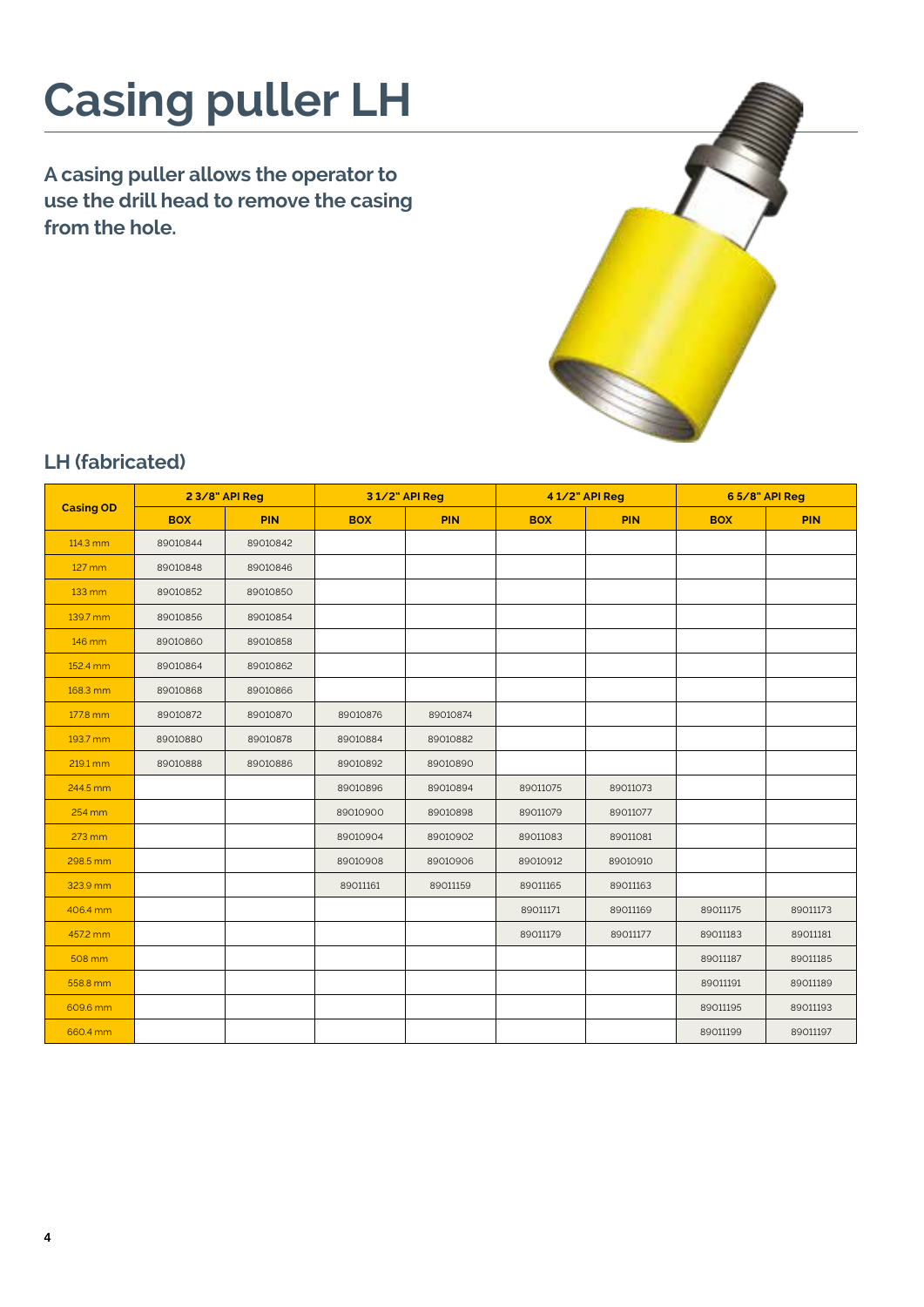# Casing puller LH

**A casing puller allows the operator to use the drill head to remove the casing from the hole.**

## LH (fabricated)

| Casing OD | 2 3/8" API Reg | | 3 1/2" API Reg | | 4 1/2" API Reg | | 6 5/8" API Reg | |
|---|---|---|---|---|---|---|---|---|
| | BOX | PIN | BOX | PIN | BOX | PIN | BOX | PIN |
| 114.3 mm | 89010844 | 89010842 | | | | | | |
| 127 mm | 89010848 | 89010846 | | | | | | |
| 133 mm | 89010852 | 89010850 | | | | | | |
| 139.7 mm | 89010856 | 89010854 | | | | | | |
| 146 mm | 89010860 | 89010858 | | | | | | |
| 152.4 mm | 89010864 | 89010862 | | | | | | |
| 168.3 mm | 89010868 | 89010866 | | | | | | |
| 177.8 mm | 89010872 | 89010870 | 89010876 | 89010874 | | | | |
| 193.7 mm | 89010880 | 89010878 | 89010884 | 89010882 | | | | |
| 219.1 mm | 89010888 | 89010886 | 89010892 | 89010890 | | | | |
| 244.5 mm | | | 89010896 | 89010894 | 89011075 | 89011073 | | |
| 254 mm | | | 89010900 | 89010898 | 89011079 | 89011077 | | |
| 273 mm | | | 89010904 | 89010902 | 89011083 | 89011081 | | |
| 298.5 mm | | | 89010908 | 89010906 | 89010912 | 89010910 | | |
| 323.9 mm | | | 89011161 | 89011159 | 89011165 | 89011163 | | |
| 406.4 mm | | | | | 89011171 | 89011169 | 89011175 | 89011173 |
| 457.2 mm | | | | | 89011179 | 89011177 | 89011183 | 89011181 |
| 508 mm | | | | | | | 89011187 | 89011185 |
| 558.8 mm | | | | | | | 89011191 | 89011189 |
| 609.6 mm | | | | | | | 89011195 | 89011193 |
| 660.4 mm | | | | | | | 89011199 | 89011197 |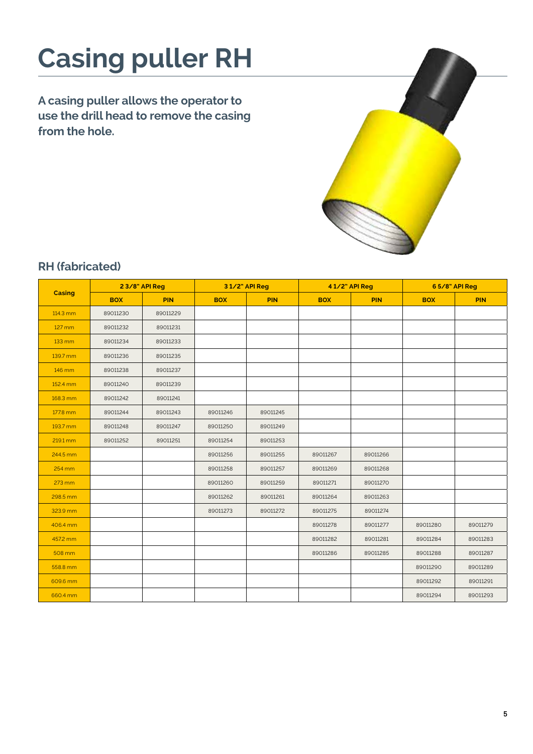# Casing puller RH

**A casing puller allows the operator to use the drill head to remove the casing from the hole.**

## RH (fabricated)

| Casing | 2 3/8" API Reg | | 3 1/2" API Reg | | 4 1/2" API Reg | | 6 5/8" API Reg | |
|---|---|---|---|---|---|---|---|---|
| | BOX | PIN | BOX | PIN | BOX | PIN | BOX | PIN |
| 114.3 mm | 89011230 | 89011229 | | | | | | |
| 127 mm | 89011232 | 89011231 | | | | | | |
| 133 mm | 89011234 | 89011233 | | | | | | |
| 139.7 mm | 89011236 | 89011235 | | | | | | |
| 146 mm | 89011238 | 89011237 | | | | | | |
| 152.4 mm | 89011240 | 89011239 | | | | | | |
| 168.3 mm | 89011242 | 89011241 | | | | | | |
| 177.8 mm | 89011244 | 89011243 | 89011246 | 89011245 | | | | |
| 193.7 mm | 89011248 | 89011247 | 89011250 | 89011249 | | | | |
| 219.1 mm | 89011252 | 89011251 | 89011254 | 89011253 | | | | |
| 244.5 mm | | | 89011256 | 89011255 | 89011267 | 89011266 | | |
| 254 mm | | | 89011258 | 89011257 | 89011269 | 89011268 | | |
| 273 mm | | | 89011260 | 89011259 | 89011271 | 89011270 | | |
| 298.5 mm | | | 89011262 | 89011261 | 89011264 | 89011263 | | |
| 323.9 mm | | | 89011273 | 89011272 | 89011275 | 89011274 | | |
| 406.4 mm | | | | | 89011278 | 89011277 | 89011280 | 89011279 |
| 457.2 mm | | | | | 89011282 | 89011281 | 89011284 | 89011283 |
| 508 mm | | | | | 89011286 | 89011285 | 89011288 | 89011287 |
| 558.8 mm | | | | | | | 89011290 | 89011289 |
| 609.6 mm | | | | | | | 89011292 | 89011291 |
| 660.4 mm | | | | | | | 89011294 | 89011293 |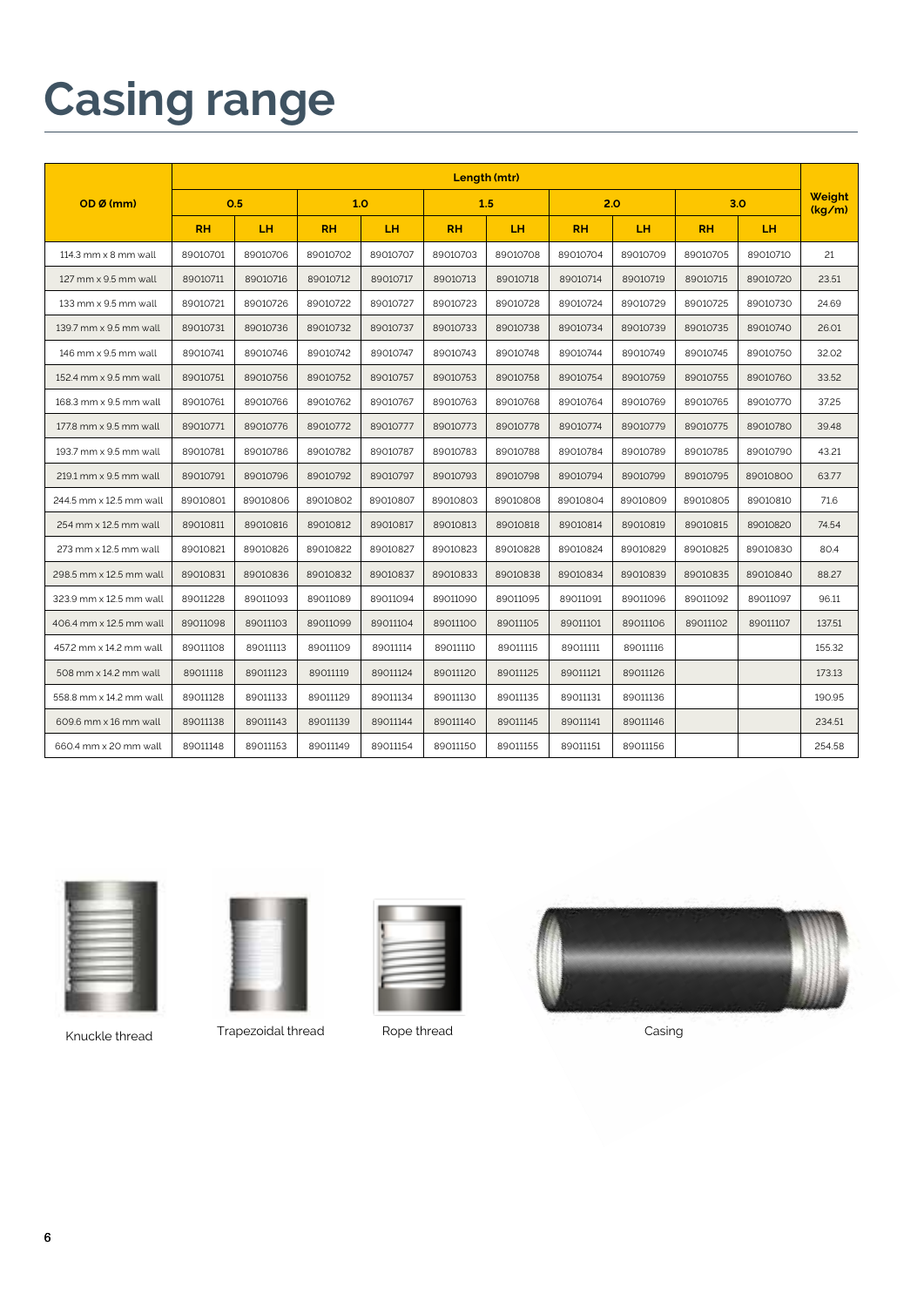# Casing range

| OD Ø (mm) | Length (mtr) | | | | | | | | | | Weight (kg/m) |
|---|---|---|---|---|---|---|---|---|---|---|---|
| | 0.5 | | 1.0 | | 1.5 | | 2.0 | | 3.0 | | |
| | RH | LH | RH | LH | RH | LH | RH | LH | RH | LH | |
| 114.3 mm x 8 mm wall | 89010701 | 89010706 | 89010702 | 89010707 | 89010703 | 89010708 | 89010704 | 89010709 | 89010705 | 89010710 | 21 |
| 127 mm x 9.5 mm wall | 89010711 | 89010716 | 89010712 | 89010717 | 89010713 | 89010718 | 89010714 | 89010719 | 89010715 | 89010720 | 23.51 |
| 133 mm x 9.5 mm wall | 89010721 | 89010726 | 89010722 | 89010727 | 89010723 | 89010728 | 89010724 | 89010729 | 89010725 | 89010730 | 24.69 |
| 139.7 mm x 9.5 mm wall | 89010731 | 89010736 | 89010732 | 89010737 | 89010733 | 89010738 | 89010734 | 89010739 | 89010735 | 89010740 | 26.01 |
| 146 mm x 9.5 mm wall | 89010741 | 89010746 | 89010742 | 89010747 | 89010743 | 89010748 | 89010744 | 89010749 | 89010745 | 89010750 | 32.02 |
| 152.4 mm x 9.5 mm wall | 89010751 | 89010756 | 89010752 | 89010757 | 89010753 | 89010758 | 89010754 | 89010759 | 89010755 | 89010760 | 33.52 |
| 168.3 mm x 9.5 mm wall | 89010761 | 89010766 | 89010762 | 89010767 | 89010763 | 89010768 | 89010764 | 89010769 | 89010765 | 89010770 | 37.25 |
| 177.8 mm x 9.5 mm wall | 89010771 | 89010776 | 89010772 | 89010777 | 89010773 | 89010778 | 89010774 | 89010779 | 89010775 | 89010780 | 39.48 |
| 193.7 mm x 9.5 mm wall | 89010781 | 89010786 | 89010782 | 89010787 | 89010783 | 89010788 | 89010784 | 89010789 | 89010785 | 89010790 | 43.21 |
| 219.1 mm x 9.5 mm wall | 89010791 | 89010796 | 89010792 | 89010797 | 89010793 | 89010798 | 89010794 | 89010799 | 89010795 | 89010800 | 63.77 |
| 244.5 mm x 12.5 mm wall | 89010801 | 89010806 | 89010802 | 89010807 | 89010803 | 89010808 | 89010804 | 89010809 | 89010805 | 89010810 | 71.6 |
| 254 mm x 12.5 mm wall | 89010811 | 89010816 | 89010812 | 89010817 | 89010813 | 89010818 | 89010814 | 89010819 | 89010815 | 89010820 | 74.54 |
| 273 mm x 12.5 mm wall | 89010821 | 89010826 | 89010822 | 89010827 | 89010823 | 89010828 | 89010824 | 89010829 | 89010825 | 89010830 | 80.4 |
| 298.5 mm x 12.5 mm wall | 89010831 | 89010836 | 89010832 | 89010837 | 89010833 | 89010838 | 89010834 | 89010839 | 89010835 | 89010840 | 88.27 |
| 323.9 mm x 12.5 mm wall | 89011228 | 89011093 | 89011089 | 89011094 | 89011090 | 89011095 | 89011091 | 89011096 | 89011092 | 89011097 | 96.11 |
| 406.4 mm x 12.5 mm wall | 89011098 | 89011103 | 89011099 | 89011104 | 89011100 | 89011105 | 89011101 | 89011106 | 89011102 | 89011107 | 137.51 |
| 457.2 mm x 14.2 mm wall | 89011108 | 89011113 | 89011109 | 89011114 | 89011110 | 89011115 | 89011111 | 89011116 | | | 155.32 |
| 508 mm x 14.2 mm wall | 89011118 | 89011123 | 89011119 | 89011124 | 89011120 | 89011125 | 89011121 | 89011126 | | | 173.13 |
| 558.8 mm x 14.2 mm wall | 89011128 | 89011133 | 89011129 | 89011134 | 89011130 | 89011135 | 89011131 | 89011136 | | | 190.95 |
| 609.6 mm x 16 mm wall | 89011138 | 89011143 | 89011139 | 89011144 | 89011140 | 89011145 | 89011141 | 89011146 | | | 234.51 |
| 660.4 mm x 20 mm wall | 89011148 | 89011153 | 89011149 | 89011154 | 89011150 | 89011155 | 89011151 | 89011156 | | | 254.58 |

Knuckle thread

Trapezoidal thread

Rope thread

Casing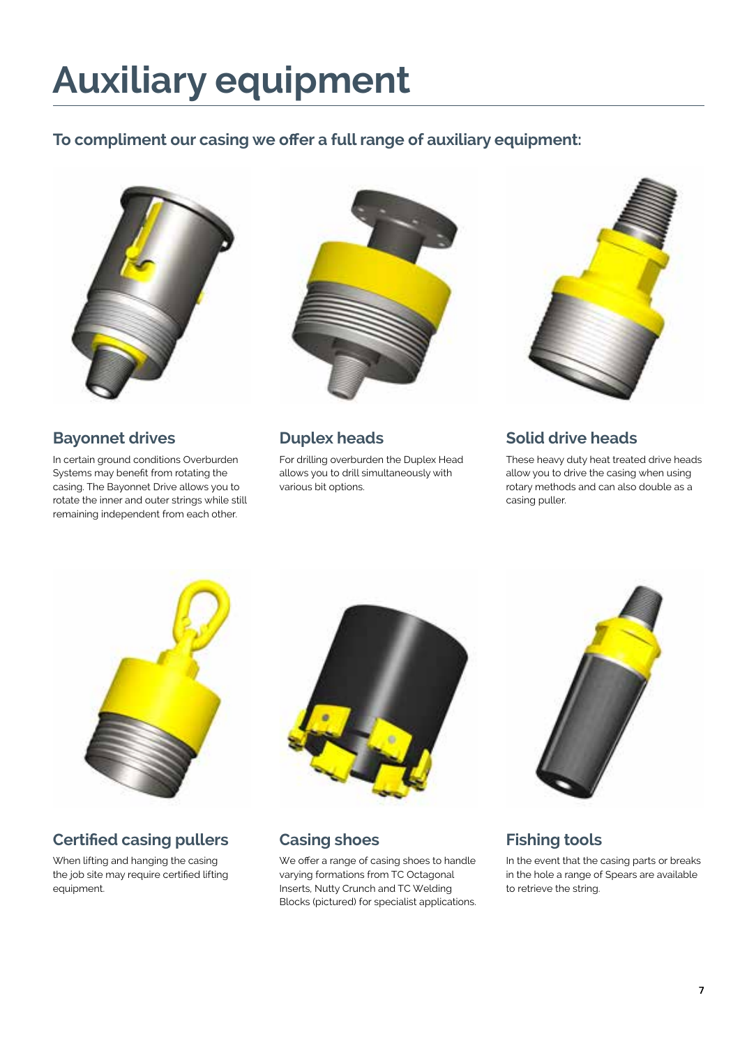# Auxiliary equipment

**To compliment our casing we offer a full range of auxiliary equipment:**

### Bayonnet drives

In certain ground conditions Overburden Systems may benefit from rotating the casing. The Bayonnet Drive allows you to rotate the inner and outer strings while still remaining independent from each other.

### Duplex heads

For drilling overburden the Duplex Head allows you to drill simultaneously with various bit options.

### Solid drive heads

These heavy duty heat treated drive heads allow you to drive the casing when using rotary methods and can also double as a casing puller.

### Certified casing pullers

When lifting and hanging the casing the job site may require certified lifting equipment.

### Casing shoes

We offer a range of casing shoes to handle varying formations from TC Octagonal Inserts, Nutty Crunch and TC Welding Blocks (pictured) for specialist applications.

### Fishing tools

In the event that the casing parts or breaks in the hole a range of Spears are available to retrieve the string.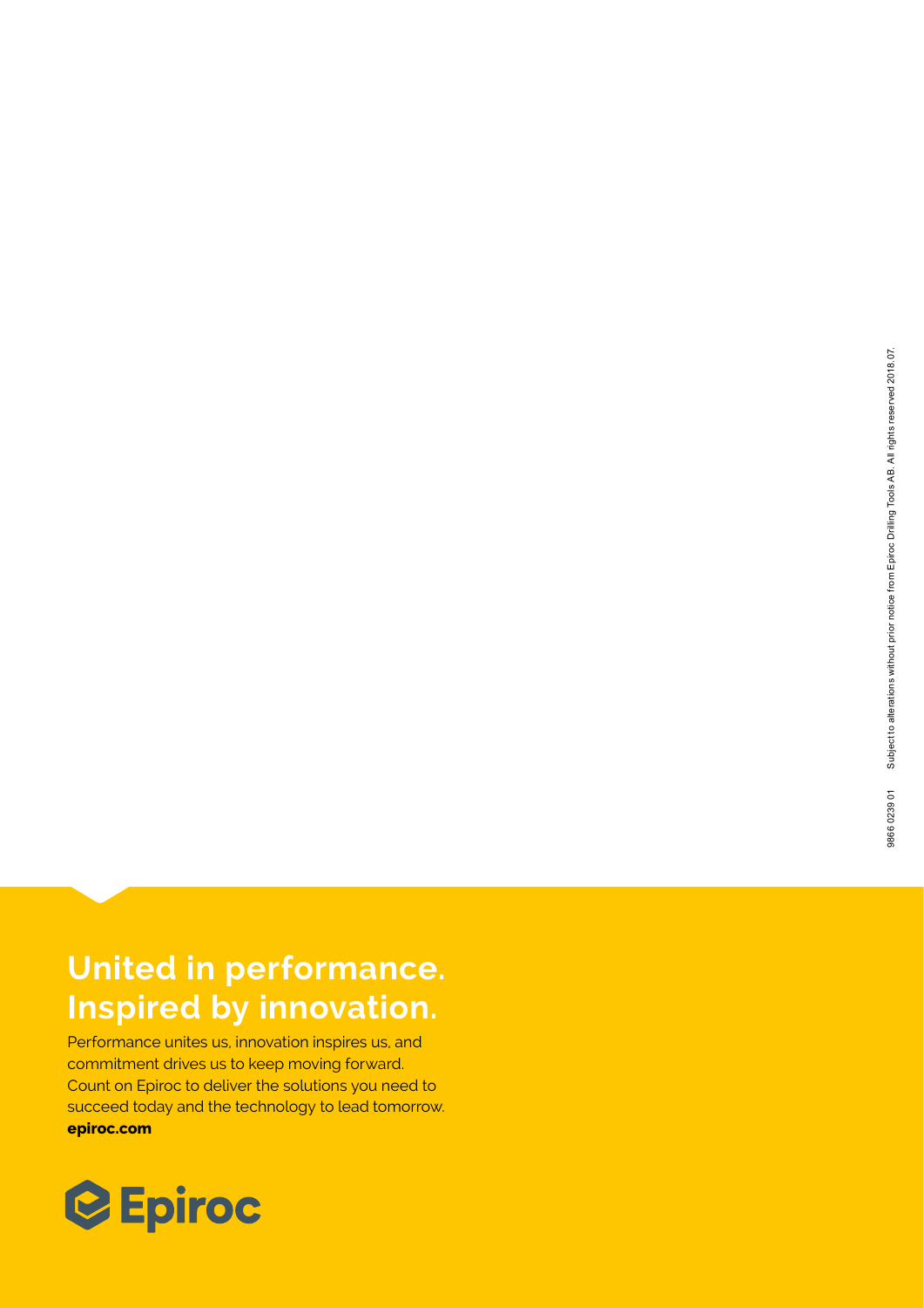9866 0239 01 Subject to alterations without prior notice from Epiroc Drilling Tools AB. All rights reserved 2018.07.

## United in performance. Inspired by innovation.

Performance unites us, innovation inspires us, and commitment drives us to keep moving forward. Count on Epiroc to deliver the solutions you need to succeed today and the technology to lead tomorrow.
**epiroc.com**

Epiroc